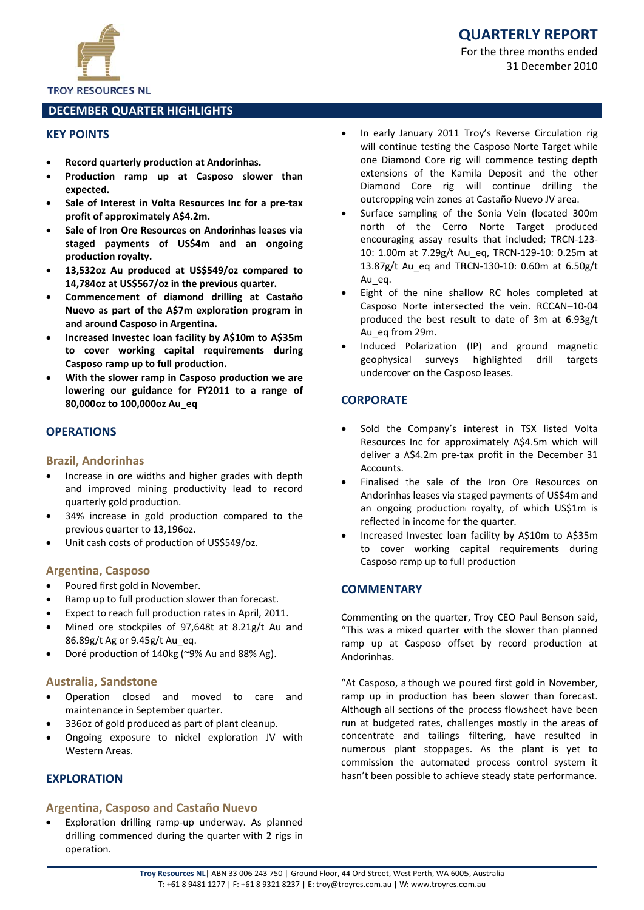TROY RESOURCES NL

# QUARTERLY REPORT

For the three months ended 31 December 2010

## DECEMBER QUARTER HIGHLIGHTS

### KEY POINTS

- **Record quarterly production at Andorinhas.**
- **Production ramp up at Casposo slower than expected.**
- **Sale of Interest in Volta Resources Inc for a pre-tax profit of approximately A$4.2m.**
- **Sale of Iron Ore Resources on Andorinhas leases via staged payments of US$4m and an ongoing production royalty.**
- **13,532oz Au produced at US$549/oz compared to 14,784oz at US$567/oz in the previous quarter.**
- **Commencement of diamond drilling at Castaño Nuevo as part of the A$7m exploration program in and around Casposo in Argentina.**
- **Increased Investec loan facility by A$10m to A$35m to cover working capital requirements during Casposo ramp up to full production.**
- **With the slower ramp in Casposo production we are lowering our guidance for FY2011 to a range of 80,000oz to 100,000oz Au_eq**

### OPERATIONS

#### Brazil, Andorinhas

- Increase in ore widths and higher grades with depth and improved mining productivity lead to record quarterly gold production.
- 34% increase in gold production compared to the previous quarter to 13,196oz.
- Unit cash costs of production of US$549/oz.

#### Argentina, Casposo

- Poured first gold in November.
- Ramp up to full production slower than forecast.
- Expect to reach full production rates in April, 2011.
- Mined ore stockpiles of 97,648t at 8.21g/t Au and 86.89g/t Ag or 9.45g/t Au_eq.
- Doré production of 140kg (~9% Au and 88% Ag).

#### Australia, Sandstone

- Operation closed and moved to care and maintenance in September quarter.
- 336oz of gold produced as part of plant cleanup.
- Ongoing exposure to nickel exploration JV with Western Areas.

### EXPLORATION

#### Argentina, Casposo and Castaño Nuevo

- Exploration drilling ramp-up underway. As planned drilling commenced during the quarter with 2 rigs in operation.
- In early January 2011 Troy's Reverse Circulation rig will continue testing the Casposo Norte Target while one Diamond Core rig will commence testing depth extensions of the Kamila Deposit and the other Diamond Core rig will continue drilling the outcropping vein zones at Castaño Nuevo JV area.
- Surface sampling of the Sonia Vein (located 300m north of the Cerro Norte Target produced encouraging assay results that included; TRCN-123-10: 1.00m at 7.29g/t Au_eq, TRCN-129-10: 0.25m at 13.87g/t Au_eq and TRCN-130-10: 0.60m at 6.50g/t Au_eq.
- Eight of the nine shallow RC holes completed at Casposo Norte intersected the vein. RCCAN–10-04 produced the best result to date of 3m at 6.93g/t Au_eq from 29m.
- Induced Polarization (IP) and ground magnetic geophysical surveys highlighted drill targets undercover on the Casposo leases.

### CORPORATE

- Sold the Company's interest in TSX listed Volta Resources Inc for approximately A$4.5m which will deliver a A$4.2m pre-tax profit in the December 31 Accounts.
- Finalised the sale of the Iron Ore Resources on Andorinhas leases via staged payments of US$4m and an ongoing production royalty, of which US$1m is reflected in income for the quarter.
- Increased Investec loan facility by A$10m to A$35m to cover working capital requirements during Casposo ramp up to full production

### COMMENTARY

Commenting on the quarter, Troy CEO Paul Benson said, "This was a mixed quarter with the slower than planned ramp up at Casposo offset by record production at Andorinhas.

"At Casposo, although we poured first gold in November, ramp up in production has been slower than forecast. Although all sections of the process flowsheet have been run at budgeted rates, challenges mostly in the areas of concentrate and tailings filtering, have resulted in numerous plant stoppages. As the plant is yet to commission the automated process control system it hasn't been possible to achieve steady state performance.

**Troy Resources NL** | ABN 33 006 243 750 | Ground Floor, 44 Ord Street, West Perth, WA 6005, Australia
T: +61 8 9481 1277 | F: +61 8 9321 8237 | E: troy@troyres.com.au | W: www.troyres.com.au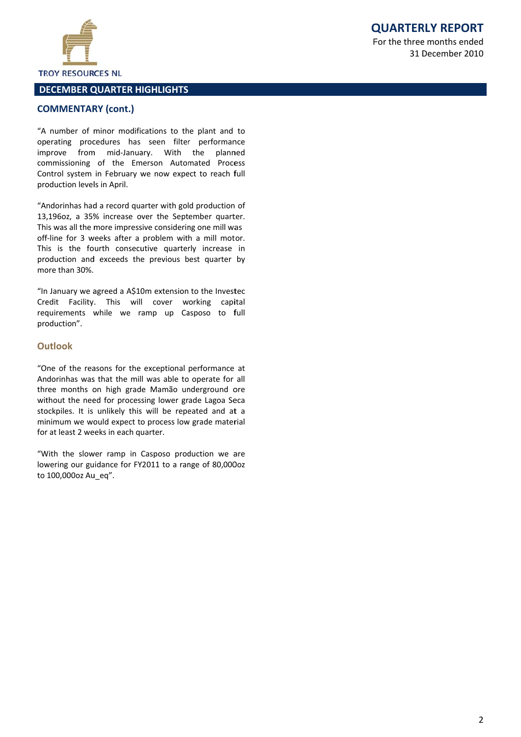## DECEMBER QUARTER HIGHLIGHTS

### COMMENTARY (cont.)

"A number of minor modifications to the plant and to operating procedures has seen filter performance improve from mid-January. With the planned commissioning of the Emerson Automated Process Control system in February we now expect to reach full production levels in April.

"Andorinhas had a record quarter with gold production of 13,196oz, a 35% increase over the September quarter. This was all the more impressive considering one mill was off-line for 3 weeks after a problem with a mill motor. This is the fourth consecutive quarterly increase in production and exceeds the previous best quarter by more than 30%.

"In January we agreed a A$10m extension to the Investec Credit Facility. This will cover working capital requirements while we ramp up Casposo to full production".

### Outlook

"One of the reasons for the exceptional performance at Andorinhas was that the mill was able to operate for all three months on high grade Mamão underground ore without the need for processing lower grade Lagoa Seca stockpiles. It is unlikely this will be repeated and at a minimum we would expect to process low grade material for at least 2 weeks in each quarter.

"With the slower ramp in Casposo production we are lowering our guidance for FY2011 to a range of 80,000oz to 100,000oz Au_eq".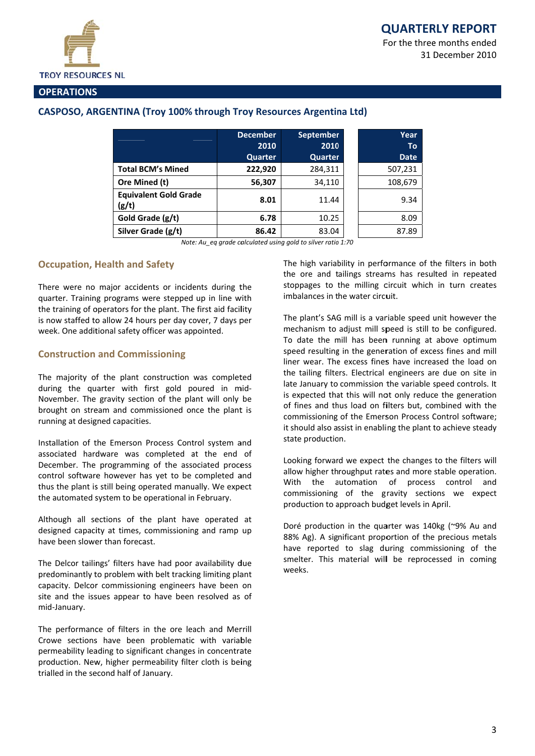TROY RESOURCES NL

# QUARTERLY REPORT

For the three months ended 31 December 2010

## OPERATIONS

### CASPOSO, ARGENTINA (Troy 100% through Troy Resources Argentina Ltd)

| | December 2010 Quarter | September 2010 Quarter | Year To Date |
|---|---|---|---|
| **Total BCM's Mined** | **222,920** | 284,311 | 507,231 |
| **Ore Mined (t)** | **56,307** | 34,110 | 108,679 |
| **Equivalent Gold Grade (g/t)** | **8.01** | 11.44 | 9.34 |
| **Gold Grade (g/t)** | **6.78** | 10.25 | 8.09 |
| **Silver Grade (g/t)** | **86.42** | 83.04 | 87.89 |

*Note: Au_eq grade calculated using gold to silver ratio 1:70*

#### Occupation, Health and Safety

There were no major accidents or incidents during the quarter. Training programs were stepped up in line with the training of operators for the plant. The first aid facility is now staffed to allow 24 hours per day cover, 7 days per week. One additional safety officer was appointed.

#### Construction and Commissioning

The majority of the plant construction was completed during the quarter with first gold poured in mid-November. The gravity section of the plant will only be brought on stream and commissioned once the plant is running at designed capacities.

Installation of the Emerson Process Control system and associated hardware was completed at the end of December. The programming of the associated process control software however has yet to be completed and thus the plant is still being operated manually. We expect the automated system to be operational in February.

Although all sections of the plant have operated at designed capacity at times, commissioning and ramp up have been slower than forecast.

The Delcor tailings' filters have had poor availability due predominantly to problem with belt tracking limiting plant capacity. Delcor commissioning engineers have been on site and the issues appear to have been resolved as of mid-January.

The performance of filters in the ore leach and Merrill Crowe sections have been problematic with variable permeability leading to significant changes in concentrate production. New, higher permeability filter cloth is being trialled in the second half of January.

The high variability in performance of the filters in both the ore and tailings streams has resulted in repeated stoppages to the milling circuit which in turn creates imbalances in the water circuit.

The plant's SAG mill is a variable speed unit however the mechanism to adjust mill speed is still to be configured. To date the mill has been running at above optimum speed resulting in the generation of excess fines and mill liner wear. The excess fines have increased the load on the tailing filters. Electrical engineers are due on site in late January to commission the variable speed controls. It is expected that this will not only reduce the generation of fines and thus load on filters but, combined with the commissioning of the Emerson Process Control software; it should also assist in enabling the plant to achieve steady state production.

Looking forward we expect the changes to the filters will allow higher throughput rates and more stable operation. With the automation of process control and commissioning of the gravity sections we expect production to approach budget levels in April.

Doré production in the quarter was 140kg (~9% Au and 88% Ag). A significant proportion of the precious metals have reported to slag during commissioning of the smelter. This material will be reprocessed in coming weeks.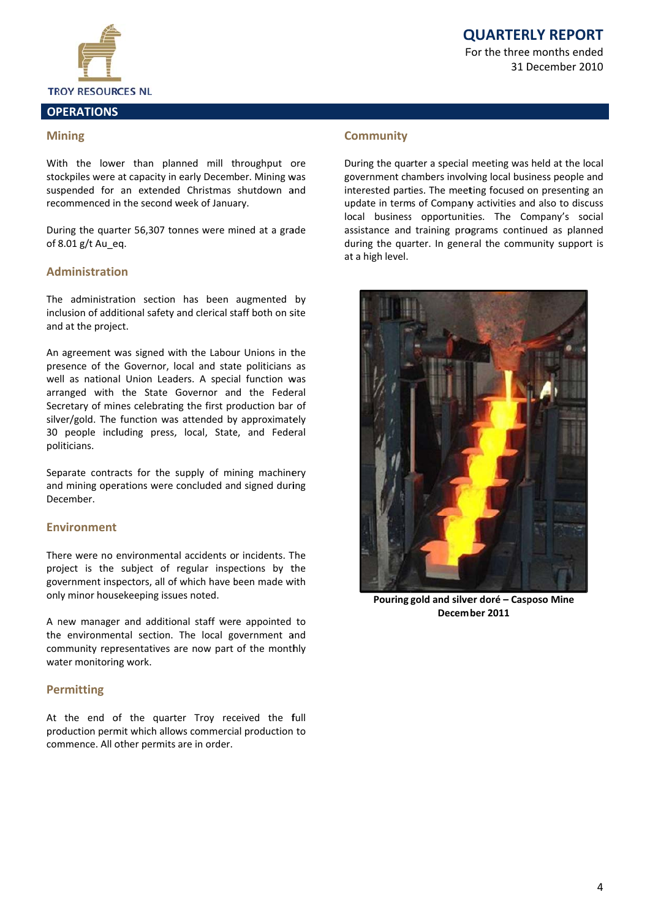## OPERATIONS

### Mining

With the lower than planned mill throughput ore stockpiles were at capacity in early December. Mining was suspended for an extended Christmas shutdown and recommenced in the second week of January.

During the quarter 56,307 tonnes were mined at a grade of 8.01 g/t Au_eq.

### Administration

The administration section has been augmented by inclusion of additional safety and clerical staff both on site and at the project.

An agreement was signed with the Labour Unions in the presence of the Governor, local and state politicians as well as national Union Leaders. A special function was arranged with the State Governor and the Federal Secretary of mines celebrating the first production bar of silver/gold. The function was attended by approximately 30 people including press, local, State, and Federal politicians.

Separate contracts for the supply of mining machinery and mining operations were concluded and signed during December.

### Environment

There were no environmental accidents or incidents. The project is the subject of regular inspections by the government inspectors, all of which have been made with only minor housekeeping issues noted.

A new manager and additional staff were appointed to the environmental section. The local government and community representatives are now part of the monthly water monitoring work.

### Permitting

At the end of the quarter Troy received the full production permit which allows commercial production to commence. All other permits are in order.

### Community

During the quarter a special meeting was held at the local government chambers involving local business people and interested parties. The meeting focused on presenting an update in terms of Company activities and also to discuss local business opportunities. The Company's social assistance and training programs continued as planned during the quarter. In general the community support is at a high level.

**Pouring gold and silver doré – Casposo Mine December 2011**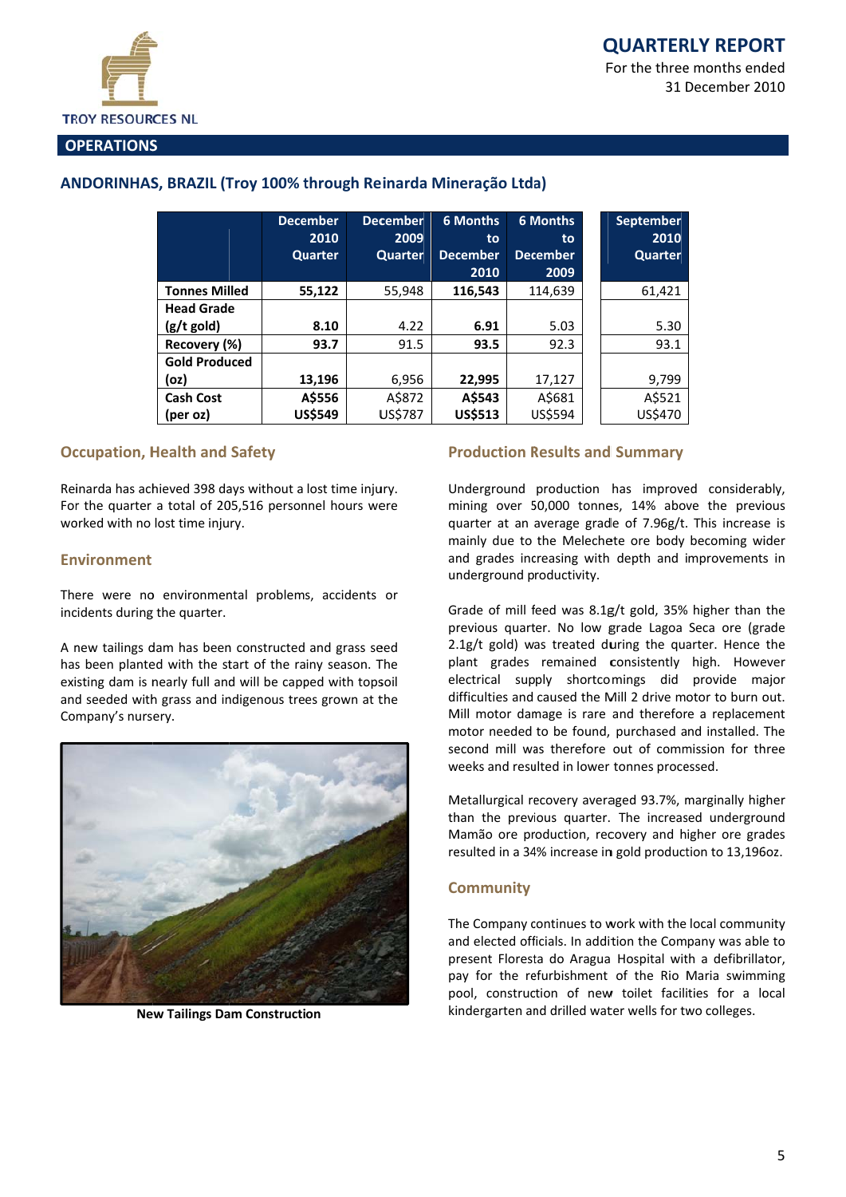## OPERATIONS

### ANDORINHAS, BRAZIL (Troy 100% through Reinarda Mineração Ltda)

| | December 2010 Quarter | December 2009 Quarter | 6 Months to December 2010 | 6 Months to December 2009 | September 2010 Quarter |
|---|---|---|---|---|---|
| **Tonnes Milled** | **55,122** | 55,948 | **116,543** | 114,639 | 61,421 |
| **Head Grade (g/t gold)** | **8.10** | 4.22 | **6.91** | 5.03 | 5.30 |
| **Recovery (%)** | **93.7** | 91.5 | **93.5** | 92.3 | 93.1 |
| **Gold Produced (oz)** | **13,196** | 6,956 | **22,995** | 17,127 | 9,799 |
| **Cash Cost (per oz)** | **A$556 US$549** | A$872 US$787 | **A$543 US$513** | A$681 US$594 | A$521 US$470 |

#### Occupation, Health and Safety

Reinarda has achieved 398 days without a lost time injury. For the quarter a total of 205,516 personnel hours were worked with no lost time injury.

#### Environment

There were no environmental problems, accidents or incidents during the quarter.

A new tailings dam has been constructed and grass seed has been planted with the start of the rainy season. The existing dam is nearly full and will be capped with topsoil and seeded with grass and indigenous trees grown at the Company's nursery.

**New Tailings Dam Construction**

#### Production Results and Summary

Underground production has improved considerably, mining over 50,000 tonnes, 14% above the previous quarter at an average grade of 7.96g/t. This increase is mainly due to the Melechete ore body becoming wider and grades increasing with depth and improvements in underground productivity.

Grade of mill feed was 8.1g/t gold, 35% higher than the previous quarter. No low grade Lagoa Seca ore (grade 2.1g/t gold) was treated during the quarter. Hence the plant grades remained consistently high. However electrical supply shortcomings did provide major difficulties and caused the Mill 2 drive motor to burn out. Mill motor damage is rare and therefore a replacement motor needed to be found, purchased and installed. The second mill was therefore out of commission for three weeks and resulted in lower tonnes processed.

Metallurgical recovery averaged 93.7%, marginally higher than the previous quarter. The increased underground Mamão ore production, recovery and higher ore grades resulted in a 34% increase in gold production to 13,196oz.

#### Community

The Company continues to work with the local community and elected officials. In addition the Company was able to present Floresta do Aragua Hospital with a defibrillator, pay for the refurbishment of the Rio Maria swimming pool, construction of new toilet facilities for a local kindergarten and drilled water wells for two colleges.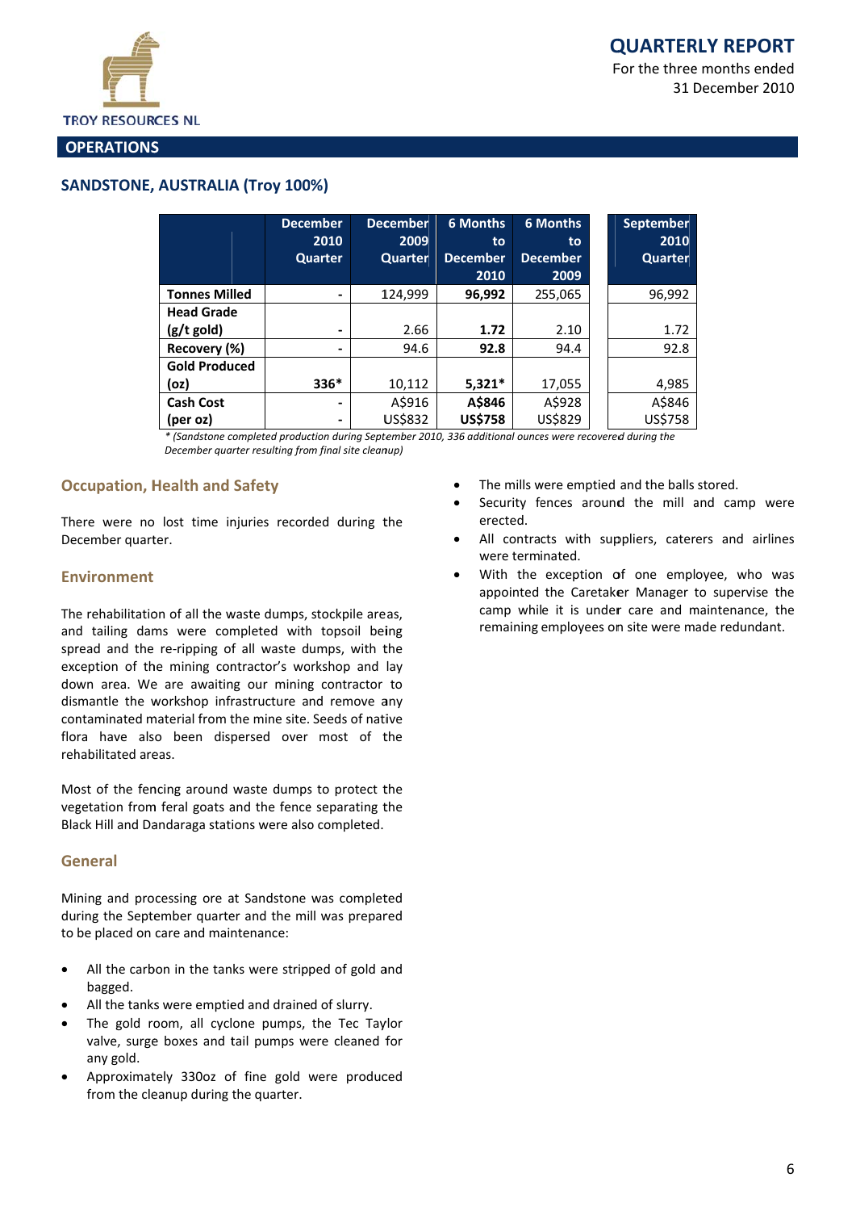# QUARTERLY REPORT

For the three months ended 31 December 2010

## OPERATIONS

### SANDSTONE, AUSTRALIA (Troy 100%)

| | December 2010 Quarter | December 2009 Quarter | 6 Months to December 2010 | 6 Months to December 2009 | September 2010 Quarter |
|---|---|---|---|---|---|
| **Tonnes Milled** | - | 124,999 | **96,992** | 255,065 | 96,992 |
| **Head Grade (g/t gold)** | - | 2.66 | **1.72** | 2.10 | 1.72 |
| **Recovery (%)** | - | 94.6 | **92.8** | 94.4 | 92.8 |
| **Gold Produced (oz)** | **336*** | 10,112 | **5,321*** | 17,055 | 4,985 |
| **Cash Cost (per oz)** | - / - | A$916 / US$832 | **A$846 / US$758** | A$928 / US$829 | A$846 / US$758 |

*\* (Sandstone completed production during September 2010, 336 additional ounces were recovered during the December quarter resulting from final site cleanup)*

#### Occupation, Health and Safety

There were no lost time injuries recorded during the December quarter.

#### Environment

The rehabilitation of all the waste dumps, stockpile areas, and tailing dams were completed with topsoil being spread and the re-ripping of all waste dumps, with the exception of the mining contractor's workshop and lay down area. We are awaiting our mining contractor to dismantle the workshop infrastructure and remove any contaminated material from the mine site. Seeds of native flora have also been dispersed over most of the rehabilitated areas.

Most of the fencing around waste dumps to protect the vegetation from feral goats and the fence separating the Black Hill and Dandaraga stations were also completed.

#### General

Mining and processing ore at Sandstone was completed during the September quarter and the mill was prepared to be placed on care and maintenance:

- All the carbon in the tanks were stripped of gold and bagged.
- All the tanks were emptied and drained of slurry.
- The gold room, all cyclone pumps, the Tec Taylor valve, surge boxes and tail pumps were cleaned for any gold.
- Approximately 330oz of fine gold were produced from the cleanup during the quarter.
- The mills were emptied and the balls stored.
- Security fences around the mill and camp were erected.
- All contracts with suppliers, caterers and airlines were terminated.
- With the exception of one employee, who was appointed the Caretaker Manager to supervise the camp while it is under care and maintenance, the remaining employees on site were made redundant.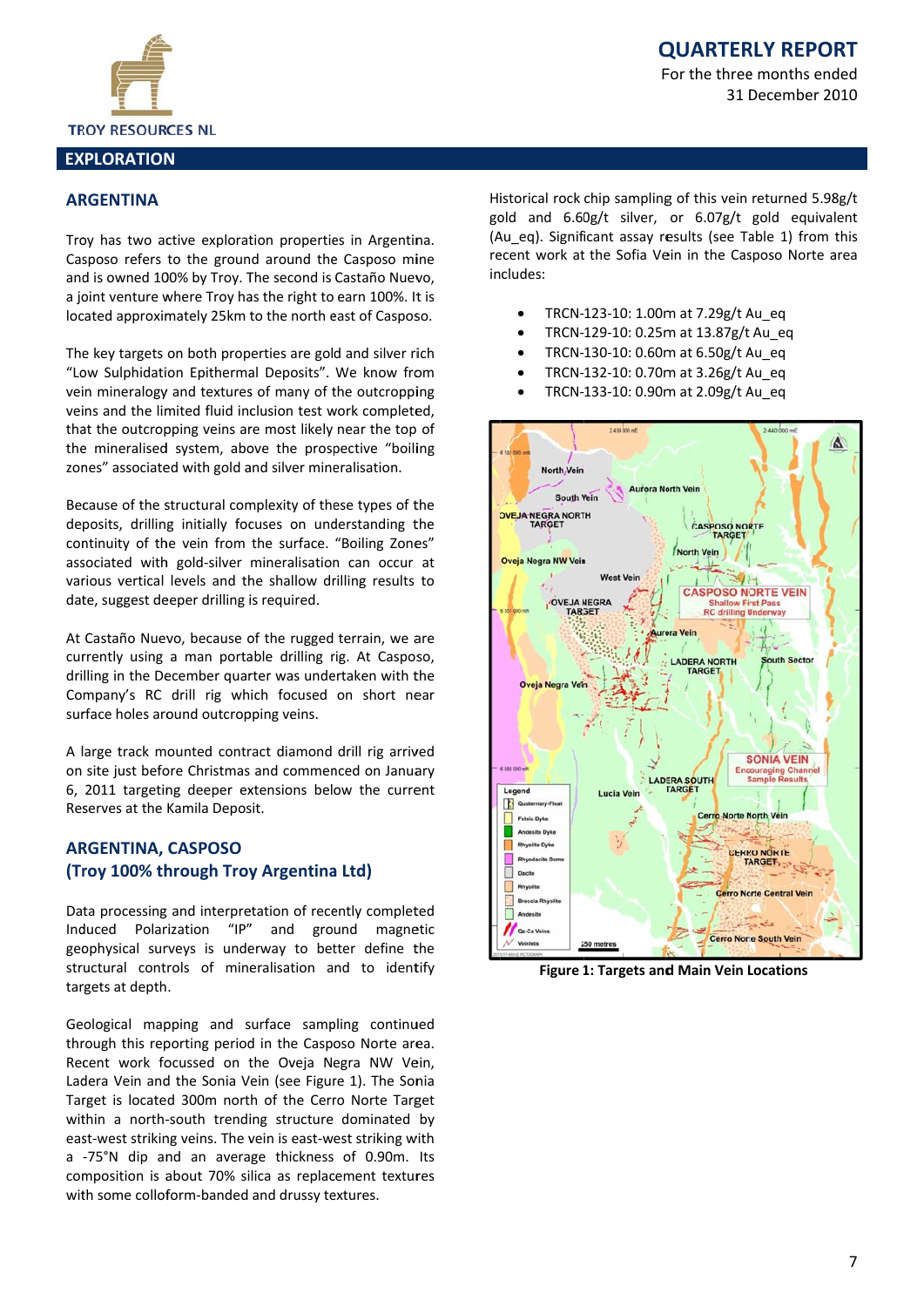# QUARTERLY REPORT

For the three months ended 31 December 2010

## EXPLORATION

### ARGENTINA

Troy has two active exploration properties in Argentina. Casposo refers to the ground around the Casposo mine and is owned 100% by Troy. The second is Castaño Nuevo, a joint venture where Troy has the right to earn 100%. It is located approximately 25km to the north east of Casposo.

The key targets on both properties are gold and silver rich "Low Sulphidation Epithermal Deposits". We know from vein mineralogy and textures of many of the outcropping veins and the limited fluid inclusion test work completed, that the outcropping veins are most likely near the top of the mineralised system, above the prospective "boiling zones" associated with gold and silver mineralisation.

Because of the structural complexity of these types of the deposits, drilling initially focuses on understanding the continuity of the vein from the surface. "Boiling Zones" associated with gold-silver mineralisation can occur at various vertical levels and the shallow drilling results to date, suggest deeper drilling is required.

At Castaño Nuevo, because of the rugged terrain, we are currently using a man portable drilling rig. At Casposo, drilling in the December quarter was undertaken with the Company's RC drill rig which focused on short near surface holes around outcropping veins.

A large track mounted contract diamond drill rig arrived on site just before Christmas and commenced on January 6, 2011 targeting deeper extensions below the current Reserves at the Kamila Deposit.

### ARGENTINA, CASPOSO (Troy 100% through Troy Argentina Ltd)

Data processing and interpretation of recently completed Induced Polarization "IP" and ground magnetic geophysical surveys is underway to better define the structural controls of mineralisation and to identify targets at depth.

Geological mapping and surface sampling continued through this reporting period in the Casposo Norte area. Recent work focussed on the Oveja Negra NW Vein, Ladera Vein and the Sonia Vein (see Figure 1). The Sonia Target is located 300m north of the Cerro Norte Target within a north-south trending structure dominated by east-west striking veins. The vein is east-west striking with a -75°N dip and an average thickness of 0.90m. Its composition is about 70% silica as replacement textures with some colloform-banded and drussy textures.

Historical rock chip sampling of this vein returned 5.98g/t gold and 6.60g/t silver, or 6.07g/t gold equivalent (Au_eq). Significant assay results (see Table 1) from this recent work at the Sofia Vein in the Casposo Norte area includes:

- TRCN-123-10: 1.00m at 7.29g/t Au_eq
- TRCN-129-10: 0.25m at 13.87g/t Au_eq
- TRCN-130-10: 0.60m at 6.50g/t Au_eq
- TRCN-132-10: 0.70m at 3.26g/t Au_eq
- TRCN-133-10: 0.90m at 2.09g/t Au_eq

Figure 1: Targets and Main Vein Locations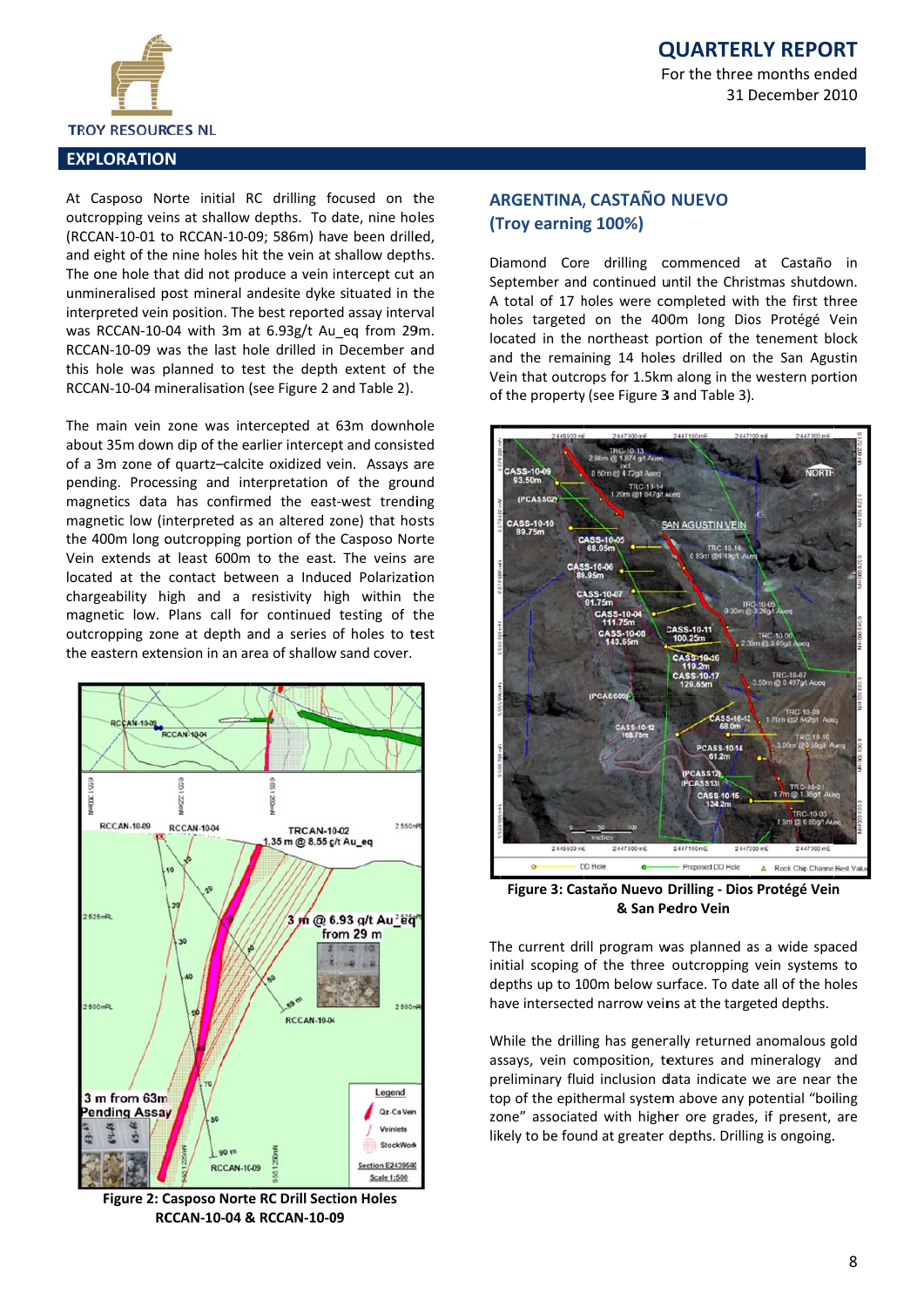## EXPLORATION

At Casposo Norte initial RC drilling focused on the outcropping veins at shallow depths. To date, nine holes (RCCAN-10-01 to RCCAN-10-09; 586m) have been drilled, and eight of the nine holes hit the vein at shallow depths. The one hole that did not produce a vein intercept cut an unmineralised post mineral andesite dyke situated in the interpreted vein position. The best reported assay interval was RCCAN-10-04 with 3m at 6.93g/t Au_eq from 29m. RCCAN-10-09 was the last hole drilled in December and this hole was planned to test the depth extent of the RCCAN-10-04 mineralisation (see Figure 2 and Table 2).

The main vein zone was intercepted at 63m downhole about 35m down dip of the earlier intercept and consisted of a 3m zone of quartz–calcite oxidized vein. Assays are pending. Processing and interpretation of the ground magnetics data has confirmed the east-west trending magnetic low (interpreted as an altered zone) that hosts the 400m long outcropping portion of the Casposo Norte Vein extends at least 600m to the east. The veins are located at the contact between a Induced Polarization chargeability high and a resistivity high within the magnetic low. Plans call for continued testing of the outcropping zone at depth and a series of holes to test the eastern extension in an area of shallow sand cover.

**Figure 2: Casposo Norte RC Drill Section Holes RCCAN-10-04 & RCCAN-10-09**

## ARGENTINA, CASTAÑO NUEVO (Troy earning 100%)

Diamond Core drilling commenced at Castaño in September and continued until the Christmas shutdown. A total of 17 holes were completed with the first three holes targeted on the 400m long Dios Protégé Vein located in the northeast portion of the tenement block and the remaining 14 holes drilled on the San Agustin Vein that outcrops for 1.5km along in the western portion of the property (see Figure 3 and Table 3).

**Figure 3: Castaño Nuevo Drilling - Dios Protégé Vein & San Pedro Vein**

The current drill program was planned as a wide spaced initial scoping of the three outcropping vein systems to depths up to 100m below surface. To date all of the holes have intersected narrow veins at the targeted depths.

While the drilling has generally returned anomalous gold assays, vein composition, textures and mineralogy and preliminary fluid inclusion data indicate we are near the top of the epithermal system above any potential "boiling zone" associated with higher ore grades, if present, are likely to be found at greater depths. Drilling is ongoing.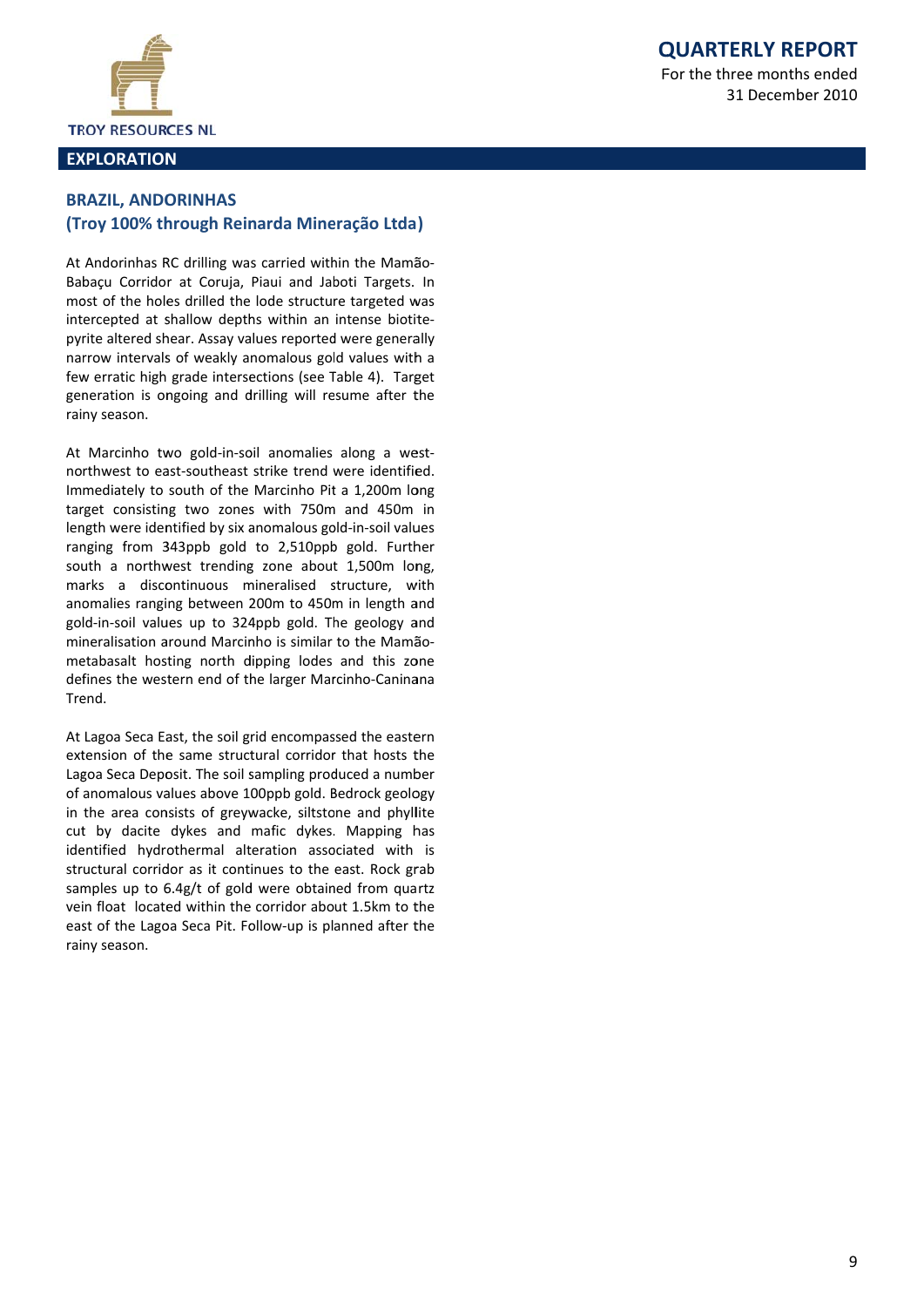## EXPLORATION

### BRAZIL, ANDORINHAS
### (Troy 100% through Reinarda Mineração Ltda)

At Andorinhas RC drilling was carried within the Mamão-Babaçu Corridor at Coruja, Piaui and Jaboti Targets. In most of the holes drilled the lode structure targeted was intercepted at shallow depths within an intense biotite-pyrite altered shear. Assay values reported were generally narrow intervals of weakly anomalous gold values with a few erratic high grade intersections (see Table 4). Target generation is ongoing and drilling will resume after the rainy season.

At Marcinho two gold-in-soil anomalies along a west-northwest to east-southeast strike trend were identified. Immediately to south of the Marcinho Pit a 1,200m long target consisting two zones with 750m and 450m in length were identified by six anomalous gold-in-soil values ranging from 343ppb gold to 2,510ppb gold. Further south a northwest trending zone about 1,500m long, marks a discontinuous mineralised structure, with anomalies ranging between 200m to 450m in length and gold-in-soil values up to 324ppb gold. The geology and mineralisation around Marcinho is similar to the Mamão-metabasalt hosting north dipping lodes and this zone defines the western end of the larger Marcinho-Caninana Trend.

At Lagoa Seca East, the soil grid encompassed the eastern extension of the same structural corridor that hosts the Lagoa Seca Deposit. The soil sampling produced a number of anomalous values above 100ppb gold. Bedrock geology in the area consists of greywacke, siltstone and phyllite cut by dacite dykes and mafic dykes. Mapping has identified hydrothermal alteration associated with is structural corridor as it continues to the east. Rock grab samples up to 6.4g/t of gold were obtained from quartz vein float located within the corridor about 1.5km to the east of the Lagoa Seca Pit. Follow-up is planned after the rainy season.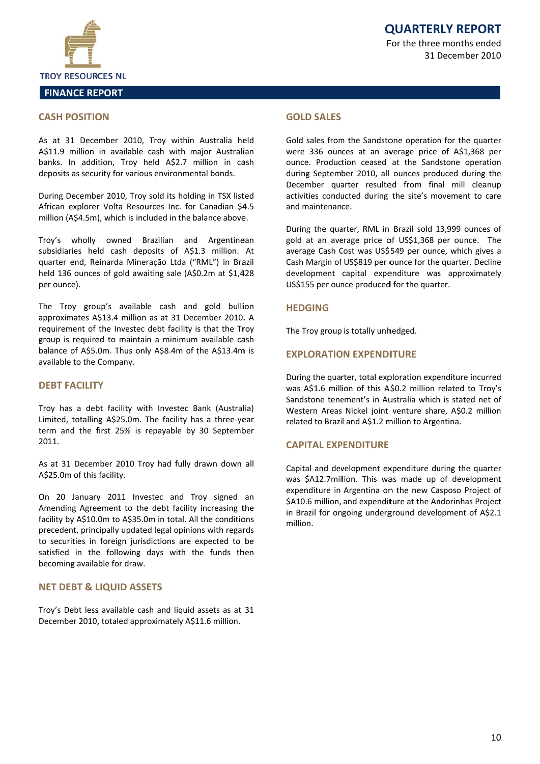# FINANCE REPORT

## CASH POSITION

As at 31 December 2010, Troy within Australia held A$11.9 million in available cash with major Australian banks. In addition, Troy held A$2.7 million in cash deposits as security for various environmental bonds.

During December 2010, Troy sold its holding in TSX listed African explorer Volta Resources Inc. for Canadian $4.5 million (A$4.5m), which is included in the balance above.

Troy's wholly owned Brazilian and Argentinean subsidiaries held cash deposits of A$1.3 million. At quarter end, Reinarda Mineração Ltda ("RML") in Brazil held 136 ounces of gold awaiting sale (A$0.2m at $1,428 per ounce).

The Troy group's available cash and gold bullion approximates A$13.4 million as at 31 December 2010. A requirement of the Investec debt facility is that the Troy group is required to maintain a minimum available cash balance of A$5.0m. Thus only A$8.4m of the A$13.4m is available to the Company.

## DEBT FACILITY

Troy has a debt facility with Investec Bank (Australia) Limited, totalling A$25.0m. The facility has a three-year term and the first 25% is repayable by 30 September 2011.

As at 31 December 2010 Troy had fully drawn down all A$25.0m of this facility.

On 20 January 2011 Investec and Troy signed an Amending Agreement to the debt facility increasing the facility by A$10.0m to A$35.0m in total. All the conditions precedent, principally updated legal opinions with regards to securities in foreign jurisdictions are expected to be satisfied in the following days with the funds then becoming available for draw.

## NET DEBT & LIQUID ASSETS

Troy's Debt less available cash and liquid assets as at 31 December 2010, totaled approximately A$11.6 million.

## GOLD SALES

Gold sales from the Sandstone operation for the quarter were 336 ounces at an average price of A$1,368 per ounce. Production ceased at the Sandstone operation during September 2010, all ounces produced during the December quarter resulted from final mill cleanup activities conducted during the site's movement to care and maintenance.

During the quarter, RML in Brazil sold 13,999 ounces of gold at an average price of US$1,368 per ounce. The average Cash Cost was US$549 per ounce, which gives a Cash Margin of US$819 per ounce for the quarter. Decline development capital expenditure was approximately US$155 per ounce produced for the quarter.

## HEDGING

The Troy group is totally unhedged.

## EXPLORATION EXPENDITURE

During the quarter, total exploration expenditure incurred was A$1.6 million of this A$0.2 million related to Troy's Sandstone tenement's in Australia which is stated net of Western Areas Nickel joint venture share, A$0.2 million related to Brazil and A$1.2 million to Argentina.

## CAPITAL EXPENDITURE

Capital and development expenditure during the quarter was $A12.7million. This was made up of development expenditure in Argentina on the new Casposo Project of $A10.6 million, and expenditure at the Andorinhas Project in Brazil for ongoing underground development of A$2.1 million.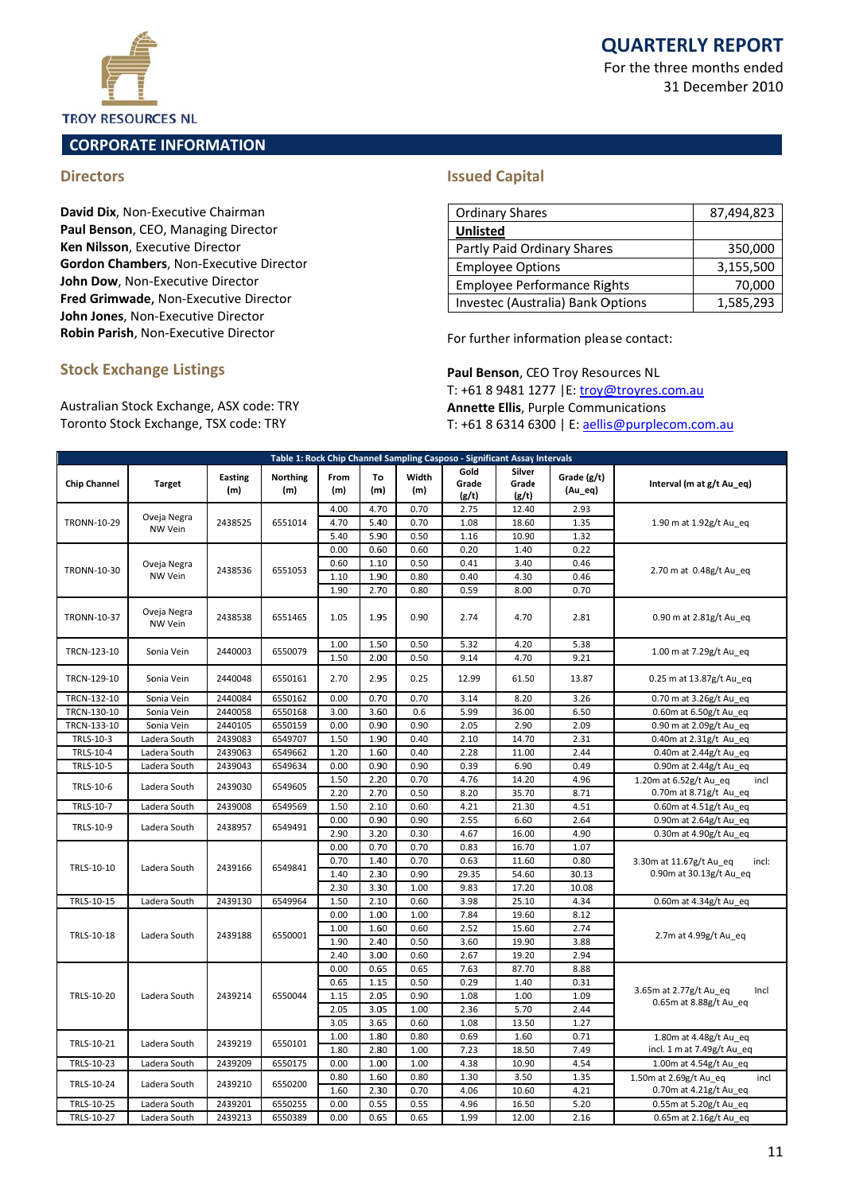TROY RESOURCES NL

# QUARTERLY REPORT

For the three months ended 31 December 2010

## CORPORATE INFORMATION

### Directors

**David Dix**, Non-Executive Chairman
**Paul Benson**, CEO, Managing Director
**Ken Nilsson**, Executive Director
**Gordon Chambers**, Non-Executive Director
**John Dow**, Non-Executive Director
**Fred Grimwade,** Non-Executive Director
**John Jones**, Non-Executive Director
**Robin Parish**, Non-Executive Director

### Stock Exchange Listings

Australian Stock Exchange, ASX code: TRY
Toronto Stock Exchange, TSX code: TRY

### Issued Capital

| Ordinary Shares | 87,494,823 |
|---|---|
| **Unlisted** | |
| Partly Paid Ordinary Shares | 350,000 |
| Employee Options | 3,155,500 |
| Employee Performance Rights | 70,000 |
| Investec (Australia) Bank Options | 1,585,293 |

For further information please contact:

**Paul Benson**, CEO Troy Resources NL
T: +61 8 9481 1277 |E: troy@troyres.com.au
**Annette Ellis**, Purple Communications
T: +61 8 6314 6300 | E: aellis@purplecom.com.au

**Table 1: Rock Chip Channel Sampling Casposo - Significant Assay Intervals**

| Chip Channel | Target | Easting (m) | Northing (m) | From (m) | To (m) | Width (m) | Gold Grade (g/t) | Silver Grade (g/t) | Grade (g/t) (Au_eq) | Interval (m at g/t Au_eq) |
|---|---|---|---|---|---|---|---|---|---|---|
| TRONN-10-29 | Oveja Negra NW Vein | 2438525 | 6551014 | 4.00 | 4.70 | 0.70 | 2.75 | 12.40 | 2.93 | 1.90 m at 1.92g/t Au_eq |
| | | | | 4.70 | 5.40 | 0.70 | 1.08 | 18.60 | 1.35 | |
| | | | | 5.40 | 5.90 | 0.50 | 1.16 | 10.90 | 1.32 | |
| TRONN-10-30 | Oveja Negra NW Vein | 2438536 | 6551053 | 0.00 | 0.60 | 0.60 | 0.20 | 1.40 | 0.22 | 2.70 m at 0.48g/t Au_eq |
| | | | | 0.60 | 1.10 | 0.50 | 0.41 | 3.40 | 0.46 | |
| | | | | 1.10 | 1.90 | 0.80 | 0.40 | 4.30 | 0.46 | |
| | | | | 1.90 | 2.70 | 0.80 | 0.59 | 8.00 | 0.70 | |
| TRONN-10-37 | Oveja Negra NW Vein | 2438538 | 6551465 | 1.05 | 1.95 | 0.90 | 2.74 | 4.70 | 2.81 | 0.90 m at 2.81g/t Au_eq |
| TRCN-123-10 | Sonia Vein | 2440003 | 6550079 | 1.00 | 1.50 | 0.50 | 5.32 | 4.20 | 5.38 | 1.00 m at 7.29g/t Au_eq |
| | | | | 1.50 | 2.00 | 0.50 | 9.14 | 4.70 | 9.21 | |
| TRCN-129-10 | Sonia Vein | 2440048 | 6550161 | 2.70 | 2.95 | 0.25 | 12.99 | 61.50 | 13.87 | 0.25 m at 13.87g/t Au_eq |
| TRCN-132-10 | Sonia Vein | 2440084 | 6550162 | 0.00 | 0.70 | 0.70 | 3.14 | 8.20 | 3.26 | 0.70 m at 3.26g/t Au_eq |
| TRCN-130-10 | Sonia Vein | 2440058 | 6550168 | 3.00 | 3.60 | 0.6 | 5.99 | 36.00 | 6.50 | 0.60m at 6.50g/t Au_eq |
| TRCN-133-10 | Sonia Vein | 2440105 | 6550159 | 0.00 | 0.90 | 0.90 | 2.05 | 2.90 | 2.09 | 0.90 m at 2.09g/t Au_eq |
| TRLS-10-3 | Ladera South | 2439083 | 6549707 | 1.50 | 1.90 | 0.40 | 2.10 | 14.70 | 2.31 | 0.40m at 2.31g/t Au_eq |
| TRLS-10-4 | Ladera South | 2439063 | 6549662 | 1.20 | 1.60 | 0.40 | 2.28 | 11.00 | 2.44 | 0.40m at 2.44g/t Au_eq |
| TRLS-10-5 | Ladera South | 2439043 | 6549634 | 0.00 | 0.90 | 0.90 | 0.39 | 6.90 | 0.49 | 0.90m at 2.44g/t Au_eq |
| TRLS-10-6 | Ladera South | 2439030 | 6549605 | 1.50 | 2.20 | 0.70 | 4.76 | 14.20 | 4.96 | 1.20m at 6.52g/t Au_eq incl 0.70m at 8.71g/t Au_eq |
| | | | | 2.20 | 2.70 | 0.50 | 8.20 | 35.70 | 8.71 | |
| TRLS-10-7 | Ladera South | 2439008 | 6549569 | 1.50 | 2.10 | 0.60 | 4.21 | 21.30 | 4.51 | 0.60m at 4.51g/t Au_eq |
| TRLS-10-9 | Ladera South | 2438957 | 6549491 | 0.00 | 0.90 | 0.90 | 2.55 | 6.60 | 2.64 | 0.90m at 2.64g/t Au_eq |
| | | | | 2.90 | 3.20 | 0.30 | 4.67 | 16.00 | 4.90 | 0.30m at 4.90g/t Au_eq |
| TRLS-10-10 | Ladera South | 2439166 | 6549841 | 0.00 | 0.70 | 0.70 | 0.83 | 16.70 | 1.07 | 3.30m at 11.67g/t Au_eq incl: 0.90m at 30.13g/t Au_eq |
| | | | | 0.70 | 1.40 | 0.70 | 0.63 | 11.60 | 0.80 | |
| | | | | 1.40 | 2.30 | 0.90 | 29.35 | 54.60 | 30.13 | |
| | | | | 2.30 | 3.30 | 1.00 | 9.83 | 17.20 | 10.08 | |
| TRLS-10-15 | Ladera South | 2439130 | 6549964 | 1.50 | 2.10 | 0.60 | 3.98 | 25.10 | 4.34 | 0.60m at 4.34g/t Au_eq |
| TRLS-10-18 | Ladera South | 2439188 | 6550001 | 0.00 | 1.00 | 1.00 | 7.84 | 19.60 | 8.12 | 2.7m at 4.99g/t Au_eq |
| | | | | 1.00 | 1.60 | 0.60 | 2.52 | 15.60 | 2.74 | |
| | | | | 1.90 | 2.40 | 0.50 | 3.60 | 19.90 | 3.88 | |
| | | | | 2.40 | 3.00 | 0.60 | 2.67 | 19.20 | 2.94 | |
| TRLS-10-20 | Ladera South | 2439214 | 6550044 | 0.00 | 0.65 | 0.65 | 7.63 | 87.70 | 8.88 | 3.65m at 2.77g/t Au_eq Incl 0.65m at 8.88g/t Au_eq |
| | | | | 0.65 | 1.15 | 0.50 | 0.29 | 1.40 | 0.31 | |
| | | | | 1.15 | 2.05 | 0.90 | 1.08 | 1.00 | 1.09 | |
| | | | | 2.05 | 3.05 | 1.00 | 2.36 | 5.70 | 2.44 | |
| | | | | 3.05 | 3.65 | 0.60 | 1.08 | 13.50 | 1.27 | |
| TRLS-10-21 | Ladera South | 2439219 | 6550101 | 1.00 | 1.80 | 0.80 | 0.69 | 1.60 | 0.71 | 1.80m at 4.48g/t Au_eq incl. 1 m at 7.49g/t Au_eq |
| | | | | 1.80 | 2.80 | 1.00 | 7.23 | 18.50 | 7.49 | |
| TRLS-10-23 | Ladera South | 2439209 | 6550175 | 0.00 | 1.00 | 1.00 | 4.38 | 10.90 | 4.54 | 1.00m at 4.54g/t Au_eq |
| TRLS-10-24 | Ladera South | 2439210 | 6550200 | 0.80 | 1.60 | 0.80 | 1.30 | 3.50 | 1.35 | 1.50m at 2.69g/t Au_eq incl 0.70m at 4.21g/t Au_eq |
| | | | | 1.60 | 2.30 | 0.70 | 4.06 | 10.60 | 4.21 | |
| TRLS-10-25 | Ladera South | 2439201 | 6550255 | 0.00 | 0.55 | 0.55 | 4.96 | 16.50 | 5.20 | 0.55m at 5.20g/t Au_eq |
| TRLS-10-27 | Ladera South | 2439213 | 6550389 | 0.00 | 0.65 | 0.65 | 1.99 | 12.00 | 2.16 | 0.65m at 2.16g/t Au_eq |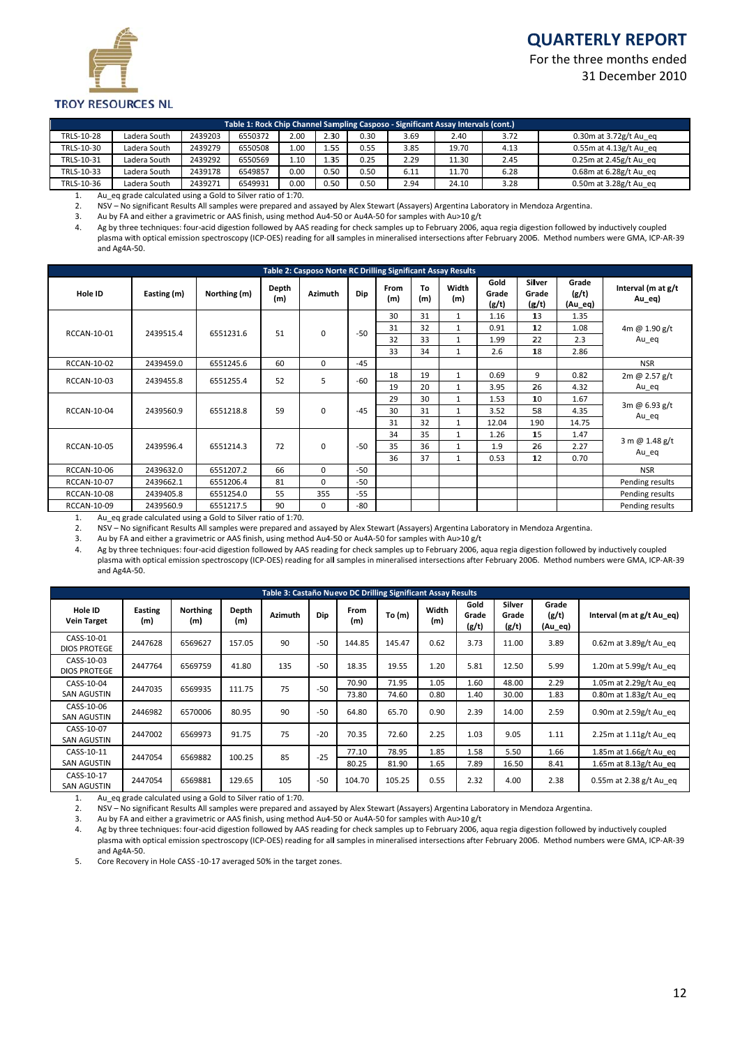| Table 1: Rock Chip Channel Sampling Casposo - Significant Assay Intervals (cont.) | | | | | | | | | | |
|---|---|---|---|---|---|---|---|---|---|---|
| TRLS-10-28 | Ladera South | 2439203 | 6550372 | 2.00 | 2.30 | 0.30 | 3.69 | 2.40 | 3.72 | 0.30m at 3.72g/t Au_eq |
| TRLS-10-30 | Ladera South | 2439279 | 6550508 | 1.00 | 1.55 | 0.55 | 3.85 | 19.70 | 4.13 | 0.55m at 4.13g/t Au_eq |
| TRLS-10-31 | Ladera South | 2439292 | 6550569 | 1.10 | 1.35 | 0.25 | 2.29 | 11.30 | 2.45 | 0.25m at 2.45g/t Au_eq |
| TRLS-10-33 | Ladera South | 2439178 | 6549857 | 0.00 | 0.50 | 0.50 | 6.11 | 11.70 | 6.28 | 0.68m at 6.28g/t Au_eq |
| TRLS-10-36 | Ladera South | 2439271 | 6549931 | 0.00 | 0.50 | 0.50 | 2.94 | 24.10 | 3.28 | 0.50m at 3.28g/t Au_eq |

1. Au_eq grade calculated using a Gold to Silver ratio of 1:70.
2. NSV – No significant Results All samples were prepared and assayed by Alex Stewart (Assayers) Argentina Laboratory in Mendoza Argentina.
3. Au by FA and either a gravimetric or AAS finish, using method Au4-50 or Au4A-50 for samples with Au>10 g/t
4. Ag by three techniques: four-acid digestion followed by AAS reading for check samples up to February 2006, aqua regia digestion followed by inductively coupled plasma with optical emission spectroscopy (ICP-OES) reading for all samples in mineralised intersections after February 2006. Method numbers were GMA, ICP-AR-39 and Ag4A-50.

**Table 2: Casposo Norte RC Drilling Significant Assay Results**

| Hole ID | Easting (m) | Northing (m) | Depth (m) | Azimuth | Dip | From (m) | To (m) | Width (m) | Gold Grade (g/t) | Silver Grade (g/t) | Grade (g/t) (Au_eq) | Interval (m at g/t Au_eq) |
|---|---|---|---|---|---|---|---|---|---|---|---|---|
| RCCAN-10-01 | 2439515.4 | 6551231.6 | 51 | 0 | -50 | 30 | 31 | 1 | 1.16 | 13 | 1.35 | 4m @ 1.90 g/t Au_eq |
| | | | | | | 31 | 32 | 1 | 0.91 | 12 | 1.08 | |
| | | | | | | 32 | 33 | 1 | 1.99 | 22 | 2.3 | |
| | | | | | | 33 | 34 | 1 | 2.6 | 18 | 2.86 | |
| RCCAN-10-02 | 2439459.0 | 6551245.6 | 60 | 0 | -45 | | | | | | | NSR |
| RCCAN-10-03 | 2439455.8 | 6551255.4 | 52 | 5 | -60 | 18 | 19 | 1 | 0.69 | 9 | 0.82 | 2m @ 2.57 g/t Au_eq |
| | | | | | | 19 | 20 | 1 | 3.95 | 26 | 4.32 | |
| RCCAN-10-04 | 2439560.9 | 6551218.8 | 59 | 0 | -45 | 29 | 30 | 1 | 1.53 | 10 | 1.67 | 3m @ 6.93 g/t Au_eq |
| | | | | | | 30 | 31 | 1 | 3.52 | 58 | 4.35 | |
| | | | | | | 31 | 32 | 1 | 12.04 | 190 | 14.75 | |
| RCCAN-10-05 | 2439596.4 | 6551214.3 | 72 | 0 | -50 | 34 | 35 | 1 | 1.26 | 15 | 1.47 | 3 m @ 1.48 g/t Au_eq |
| | | | | | | 35 | 36 | 1 | 1.9 | 26 | 2.27 | |
| | | | | | | 36 | 37 | 1 | 0.53 | 12 | 0.70 | |
| RCCAN-10-06 | 2439632.0 | 6551207.2 | 66 | 0 | -50 | | | | | | | NSR |
| RCCAN-10-07 | 2439662.1 | 6551206.4 | 81 | 0 | -50 | | | | | | | Pending results |
| RCCAN-10-08 | 2439405.8 | 6551254.0 | 55 | 355 | -55 | | | | | | | Pending results |
| RCCAN-10-09 | 2439560.9 | 6551217.5 | 90 | 0 | -80 | | | | | | | Pending results |

1. Au_eq grade calculated using a Gold to Silver ratio of 1:70.
2. NSV – No significant Results All samples were prepared and assayed by Alex Stewart (Assayers) Argentina Laboratory in Mendoza Argentina.
3. Au by FA and either a gravimetric or AAS finish, using method Au4-50 or Au4A-50 for samples with Au>10 g/t
4. Ag by three techniques: four-acid digestion followed by AAS reading for check samples up to February 2006, aqua regia digestion followed by inductively coupled plasma with optical emission spectroscopy (ICP-OES) reading for all samples in mineralised intersections after February 2006. Method numbers were GMA, ICP-AR-39 and Ag4A-50.

**Table 3: Castaño Nuevo DC Drilling Significant Assay Results**

| Hole ID Vein Target | Easting (m) | Northing (m) | Depth (m) | Azimuth | Dip | From (m) | To (m) | Width (m) | Gold Grade (g/t) | Silver Grade (g/t) | Grade (g/t) (Au_eq) | Interval (m at g/t Au_eq) |
|---|---|---|---|---|---|---|---|---|---|---|---|---|
| CASS-10-01 DIOS PROTEGE | 2447628 | 6569627 | 157.05 | 90 | -50 | 144.85 | 145.47 | 0.62 | 3.73 | 11.00 | 3.89 | 0.62m at 3.89g/t Au_eq |
| CASS-10-03 DIOS PROTEGE | 2447764 | 6569759 | 41.80 | 135 | -50 | 18.35 | 19.55 | 1.20 | 5.81 | 12.50 | 5.99 | 1.20m at 5.99g/t Au_eq |
| CASS-10-04 SAN AGUSTIN | 2447035 | 6569935 | 111.75 | 75 | -50 | 70.90 | 71.95 | 1.05 | 1.60 | 48.00 | 2.29 | 1.05m at 2.29g/t Au_eq |
| | | | | | | 73.80 | 74.60 | 0.80 | 1.40 | 30.00 | 1.83 | 0.80m at 1.83g/t Au_eq |
| CASS-10-06 SAN AGUSTIN | 2446982 | 6570006 | 80.95 | 90 | -50 | 64.80 | 65.70 | 0.90 | 2.39 | 14.00 | 2.59 | 0.90m at 2.59g/t Au_eq |
| CASS-10-07 SAN AGUSTIN | 2447002 | 6569973 | 91.75 | 75 | -20 | 70.35 | 72.60 | 2.25 | 1.03 | 9.05 | 1.11 | 2.25m at 1.11g/t Au_eq |
| CASS-10-11 SAN AGUSTIN | 2447054 | 6569882 | 100.25 | 85 | -25 | 77.10 | 78.95 | 1.85 | 1.58 | 5.50 | 1.66 | 1.85m at 1.66g/t Au_eq |
| | | | | | | 80.25 | 81.90 | 1.65 | 7.89 | 16.50 | 8.41 | 1.65m at 8.13g/t Au_eq |
| CASS-10-17 SAN AGUSTIN | 2447054 | 6569881 | 129.65 | 105 | -50 | 104.70 | 105.25 | 0.55 | 2.32 | 4.00 | 2.38 | 0.55m at 2.38 g/t Au_eq |

1. Au_eq grade calculated using a Gold to Silver ratio of 1:70.
2. NSV – No significant Results All samples were prepared and assayed by Alex Stewart (Assayers) Argentina Laboratory in Mendoza Argentina.
3. Au by FA and either a gravimetric or AAS finish, using method Au4-50 or Au4A-50 for samples with Au>10 g/t
4. Ag by three techniques: four-acid digestion followed by AAS reading for check samples up to February 2006, aqua regia digestion followed by inductively coupled plasma with optical emission spectroscopy (ICP-OES) reading for all samples in mineralised intersections after February 2006. Method numbers were GMA, ICP-AR-39 and Ag4A-50.
5. Core Recovery in Hole CASS -10-17 averaged 50% in the target zones.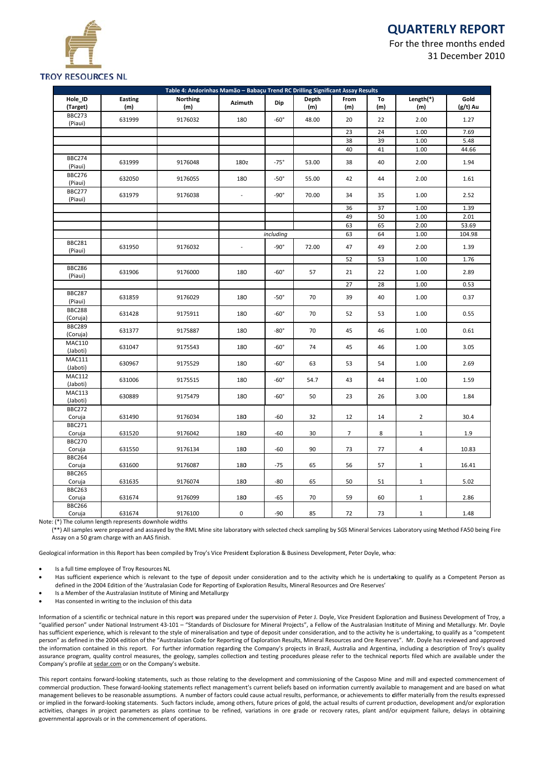**Table 4: Andorinhas Mamão – Babaçu Trend RC Drilling Significant Assay Results**

| Hole_ID (Target) | Easting (m) | Northing (m) | Azimuth | Dip | Depth (m) | From (m) | To (m) | Length(*) (m) | Gold (g/t) Au |
|---|---|---|---|---|---|---|---|---|---|
| BBC273 (Piaui) | 631999 | 9176032 | 180 | -60° | 48.00 | 20 | 22 | 2.00 | 1.27 |
| | | | | | | 23 | 24 | 1.00 | 7.69 |
| | | | | | | 38 | 39 | 1.00 | 5.48 |
| | | | | | | 40 | 41 | 1.00 | 44.66 |
| BBC274 (Piaui) | 631999 | 9176048 | 180z | -75° | 53.00 | 38 | 40 | 2.00 | 1.94 |
| BBC276 (Piaui) | 632050 | 9176055 | 180 | -50° | 55.00 | 42 | 44 | 2.00 | 1.61 |
| BBC277 (Piaui) | 631979 | 9176038 | - | -90° | 70.00 | 34 | 35 | 1.00 | 2.52 |
| | | | | | | 36 | 37 | 1.00 | 1.39 |
| | | | | | | 49 | 50 | 1.00 | 2.01 |
| | | | | | | 63 | 65 | 2.00 | 53.69 |
| | | | | *including* | | 63 | 64 | 1.00 | 104.98 |
| BBC281 (Piaui) | 631950 | 9176032 | - | -90° | 72.00 | 47 | 49 | 2.00 | 1.39 |
| | | | | | | 52 | 53 | 1.00 | 1.76 |
| BBC286 (Piaui) | 631906 | 9176000 | 180 | -60° | 57 | 21 | 22 | 1.00 | 2.89 |
| | | | | | | 27 | 28 | 1.00 | 0.53 |
| BBC287 (Piaui) | 631859 | 9176029 | 180 | -50° | 70 | 39 | 40 | 1.00 | 0.37 |
| BBC288 (Coruja) | 631428 | 9175911 | 180 | -60° | 70 | 52 | 53 | 1.00 | 0.55 |
| BBC289 (Coruja) | 631377 | 9175887 | 180 | -80° | 70 | 45 | 46 | 1.00 | 0.61 |
| MAC110 (Jaboti) | 631047 | 9175543 | 180 | -60° | 74 | 45 | 46 | 1.00 | 3.05 |
| MAC111 (Jaboti) | 630967 | 9175529 | 180 | -60° | 63 | 53 | 54 | 1.00 | 2.69 |
| MAC112 (Jaboti) | 631006 | 9175515 | 180 | -60° | 54.7 | 43 | 44 | 1.00 | 1.59 |
| MAC113 (Jaboti) | 630889 | 9175479 | 180 | -60° | 50 | 23 | 26 | 3.00 | 1.84 |
| BBC272 Coruja | 631490 | 9176034 | 180 | -60 | 32 | 12 | 14 | 2 | 30.4 |
| BBC271 Coruja | 631520 | 9176042 | 180 | -60 | 30 | 7 | 8 | 1 | 1.9 |
| BBC270 Coruja | 631550 | 9176134 | 180 | -60 | 90 | 73 | 77 | 4 | 10.83 |
| BBC264 Coruja | 631600 | 9176087 | 180 | -75 | 65 | 56 | 57 | 1 | 16.41 |
| BBC265 Coruja | 631635 | 9176074 | 180 | -80 | 65 | 50 | 51 | 1 | 5.02 |
| BBC263 Coruja | 631674 | 9176099 | 180 | -65 | 70 | 59 | 60 | 1 | 2.86 |
| BBC266 Coruja | 631674 | 9176100 | 0 | -90 | 85 | 72 | 73 | 1 | 1.48 |

Note: (*) The column length represents downhole widths

(**) All samples were prepared and assayed by the RML Mine site laboratory with selected check sampling by SGS Mineral Services Laboratory using Method FA50 being Fire Assay on a 50 gram charge with an AAS finish.

Geological information in this Report has been compiled by Troy's Vice President Exploration & Business Development, Peter Doyle, who:

- Is a full time employee of Troy Resources NL
- Has sufficient experience which is relevant to the type of deposit under consideration and to the activity which he is undertaking to qualify as a Competent Person as defined in the 2004 Edition of the 'Australasian Code for Reporting of Exploration Results, Mineral Resources and Ore Reserves'
- Is a Member of the Australasian Institute of Mining and Metallurgy
- Has consented in writing to the inclusion of this data

Information of a scientific or technical nature in this report was prepared under the supervision of Peter J. Doyle, Vice President Exploration and Business Development of Troy, a "qualified person" under National Instrument 43-101 – "Standards of Disclosure for Mineral Projects", a Fellow of the Australasian Institute of Mining and Metallurgy. Mr. Doyle has sufficient experience, which is relevant to the style of mineralisation and type of deposit under consideration, and to the activity he is undertaking, to qualify as a "competent person" as defined in the 2004 edition of the "Australasian Code for Reporting of Exploration Results, Mineral Resources and Ore Reserves". Mr. Doyle has reviewed and approved the information contained in this report. For further information regarding the Company's projects in Brazil, Australia and Argentina, including a description of Troy's quality assurance program, quality control measures, the geology, samples collection and testing procedures please refer to the technical reports filed which are available under the Company's profile at sedar.com or on the Company's website.

This report contains forward-looking statements, such as those relating to the development and commissioning of the Casposo Mine and mill and expected commencement of commercial production. These forward-looking statements reflect management's current beliefs based on information currently available to management and are based on what management believes to be reasonable assumptions. A number of factors could cause actual results, performance, or achievements to differ materially from the results expressed or implied in the forward-looking statements. Such factors include, among others, future prices of gold, the actual results of current production, development and/or exploration activities, changes in project parameters as plans continue to be refined, variations in ore grade or recovery rates, plant and/or equipment failure, delays in obtaining governmental approvals or in the commencement of operations.